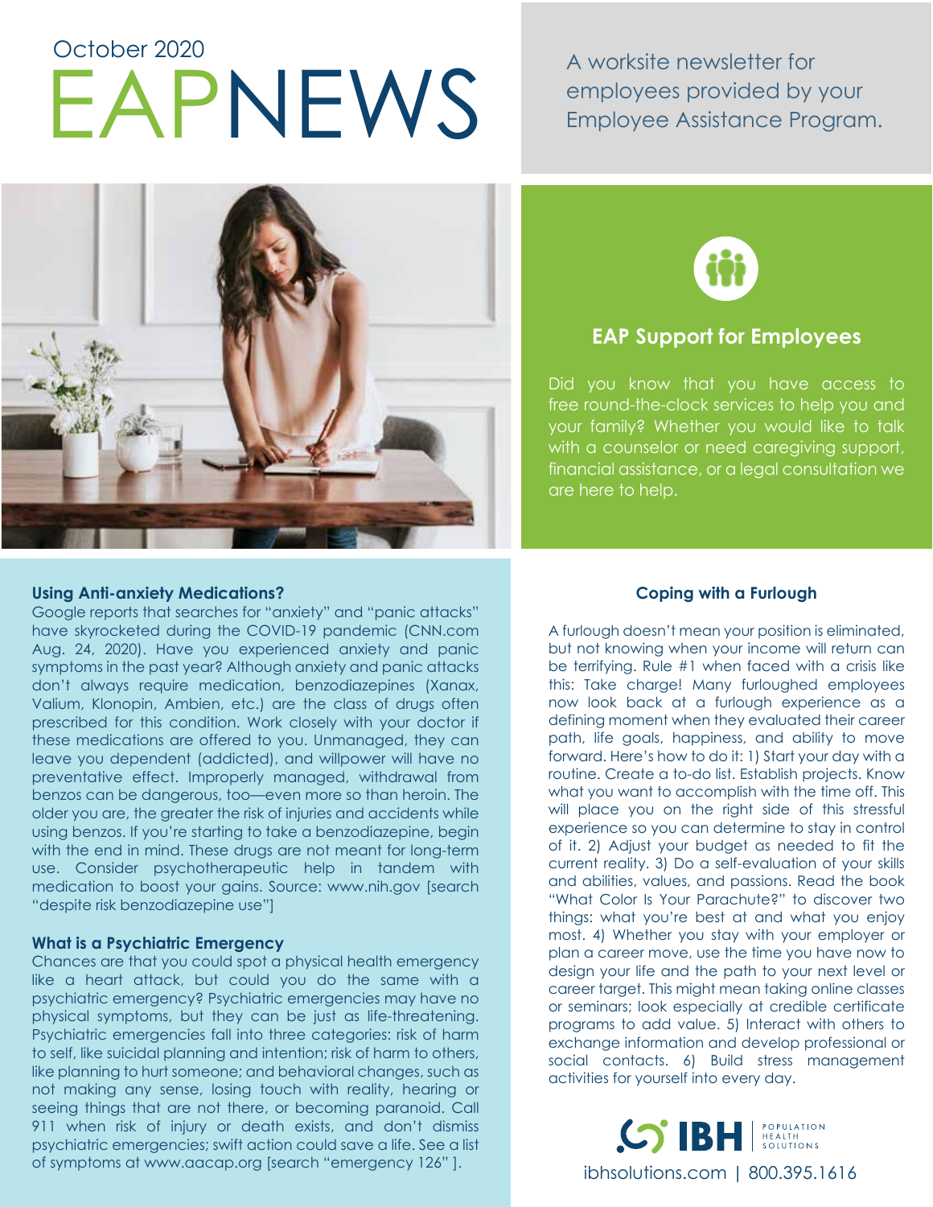October 2020

# EAPNEWS

A worksite newsletter for employees provided by your Employee Assistance Program.

## EAP Support for Employees

Did you know that you have access to free round-the-clock services to help you and your family? Whether you would like to talk with a counselor or need caregiving support, financial assistance, or a legal consultation we are here to help.

### Using Anti-anxiety Medications?

Google reports that searches for "anxiety" and "panic attacks" have skyrocketed during the COVID-19 pandemic (CNN.com Aug. 24, 2020). Have you experienced anxiety and panic symptoms in the past year? Although anxiety and panic attacks don't always require medication, benzodiazepines (Xanax, Valium, Klonopin, Ambien, etc.) are the class of drugs often prescribed for this condition. Work closely with your doctor if these medications are offered to you. Unmanaged, they can leave you dependent (addicted), and willpower will have no preventative effect. Improperly managed, withdrawal from benzos can be dangerous, too—even more so than heroin. The older you are, the greater the risk of injuries and accidents while using benzos. If you're starting to take a benzodiazepine, begin with the end in mind. These drugs are not meant for long-term use. Consider psychotherapeutic help in tandem with medication to boost your gains. Source: www.nih.gov [search "despite risk benzodiazepine use"]

### What is a Psychiatric Emergency

Chances are that you could spot a physical health emergency like a heart attack, but could you do the same with a psychiatric emergency? Psychiatric emergencies may have no physical symptoms, but they can be just as life-threatening. Psychiatric emergencies fall into three categories: risk of harm to self, like suicidal planning and intention; risk of harm to others, like planning to hurt someone; and behavioral changes, such as not making any sense, losing touch with reality, hearing or seeing things that are not there, or becoming paranoid. Call 911 when risk of injury or death exists, and don't dismiss psychiatric emergencies; swift action could save a life. See a list of symptoms at www.aacap.org [search "emergency 126" ].

### Coping with a Furlough

A furlough doesn't mean your position is eliminated, but not knowing when your income will return can be terrifying. Rule #1 when faced with a crisis like this: Take charge! Many furloughed employees now look back at a furlough experience as a defining moment when they evaluated their career path, life goals, happiness, and ability to move forward. Here's how to do it: 1) Start your day with a routine. Create a to-do list. Establish projects. Know what you want to accomplish with the time off. This will place you on the right side of this stressful experience so you can determine to stay in control of it. 2) Adjust your budget as needed to fit the current reality. 3) Do a self-evaluation of your skills and abilities, values, and passions. Read the book "What Color Is Your Parachute?" to discover two things: what you're best at and what you enjoy most. 4) Whether you stay with your employer or plan a career move, use the time you have now to design your life and the path to your next level or career target. This might mean taking online classes or seminars; look especially at credible certificate programs to add value. 5) Interact with others to exchange information and develop professional or social contacts. 6) Build stress management activities for yourself into every day.

IBH Population Health Solutions

ibhsolutions.com | 800.395.1616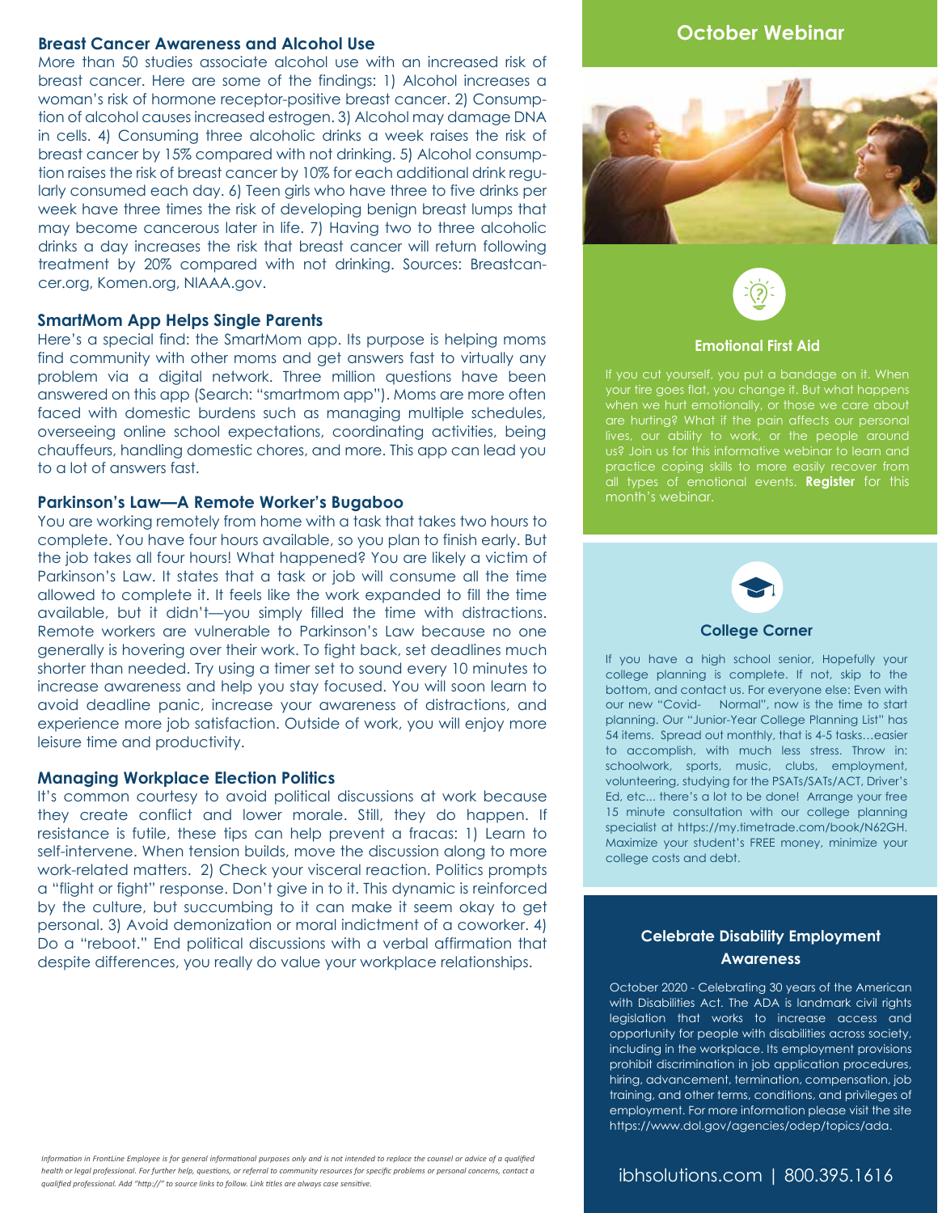## Breast Cancer Awareness and Alcohol Use

More than 50 studies associate alcohol use with an increased risk of breast cancer. Here are some of the findings: 1) Alcohol increases a woman's risk of hormone receptor-positive breast cancer. 2) Consumption of alcohol causes increased estrogen. 3) Alcohol may damage DNA in cells. 4) Consuming three alcoholic drinks a week raises the risk of breast cancer by 15% compared with not drinking. 5) Alcohol consumption raises the risk of breast cancer by 10% for each additional drink regularly consumed each day. 6) Teen girls who have three to five drinks per week have three times the risk of developing benign breast lumps that may become cancerous later in life. 7) Having two to three alcoholic drinks a day increases the risk that breast cancer will return following treatment by 20% compared with not drinking. Sources: Breastcancer.org, Komen.org, NIAAA.gov.

## SmartMom App Helps Single Parents

Here's a special find: the SmartMom app. Its purpose is helping moms find community with other moms and get answers fast to virtually any problem via a digital network. Three million questions have been answered on this app (Search: "smartmom app"). Moms are more often faced with domestic burdens such as managing multiple schedules, overseeing online school expectations, coordinating activities, being chauffeurs, handling domestic chores, and more. This app can lead you to a lot of answers fast.

## Parkinson's Law—A Remote Worker's Bugaboo

You are working remotely from home with a task that takes two hours to complete. You have four hours available, so you plan to finish early. But the job takes all four hours! What happened? You are likely a victim of Parkinson's Law. It states that a task or job will consume all the time allowed to complete it. It feels like the work expanded to fill the time available, but it didn't—you simply filled the time with distractions. Remote workers are vulnerable to Parkinson's Law because no one generally is hovering over their work. To fight back, set deadlines much shorter than needed. Try using a timer set to sound every 10 minutes to increase awareness and help you stay focused. You will soon learn to avoid deadline panic, increase your awareness of distractions, and experience more job satisfaction. Outside of work, you will enjoy more leisure time and productivity.

## Managing Workplace Election Politics

It's common courtesy to avoid political discussions at work because they create conflict and lower morale. Still, they do happen. If resistance is futile, these tips can help prevent a fracas: 1) Learn to self-intervene. When tension builds, move the discussion along to more work-related matters. 2) Check your visceral reaction. Politics prompts a "flight or fight" response. Don't give in to it. This dynamic is reinforced by the culture, but succumbing to it can make it seem okay to get personal. 3) Avoid demonization or moral indictment of a coworker. 4) Do a "reboot." End political discussions with a verbal affirmation that despite differences, you really do value your workplace relationships.

*Information in FrontLine Employee is for general informational purposes only and is not intended to replace the counsel or advice of a qualified health or legal professional. For further help, questions, or referral to community resources for specific problems or personal concerns, contact a qualified professional. Add "http://" to source links to follow. Link titles are always case sensitive.*

## October Webinar

### Emotional First Aid

If you cut yourself, you put a bandage on it. When your tire goes flat, you change it. But what happens when we hurt emotionally, or those we care about are hurting? What if the pain affects our personal lives, our ability to work, or the people around us? Join us for this informative webinar to learn and practice coping skills to more easily recover from all types of emotional events. **Register** for this month's webinar.

### College Corner

If you have a high school senior, Hopefully your college planning is complete. If not, skip to the bottom, and contact us. For everyone else: Even with our new "Covid- Normal", now is the time to start planning. Our "Junior-Year College Planning List" has 54 items. Spread out monthly, that is 4-5 tasks…easier to accomplish, with much less stress. Throw in: schoolwork, sports, music, clubs, employment, volunteering, studying for the PSATs/SATs/ACT, Driver's Ed, etc... there's a lot to be done! Arrange your free 15 minute consultation with our college planning specialist at https://my.timetrade.com/book/N62GH. Maximize your student's FREE money, minimize your college costs and debt.

### Celebrate Disability Employment Awareness

October 2020 - Celebrating 30 years of the American with Disabilities Act. The ADA is landmark civil rights legislation that works to increase access and opportunity for people with disabilities across society, including in the workplace. Its employment provisions prohibit discrimination in job application procedures, hiring, advancement, termination, compensation, job training, and other terms, conditions, and privileges of employment. For more information please visit the site https://www.dol.gov/agencies/odep/topics/ada.

ibhsolutions.com | 800.395.1616